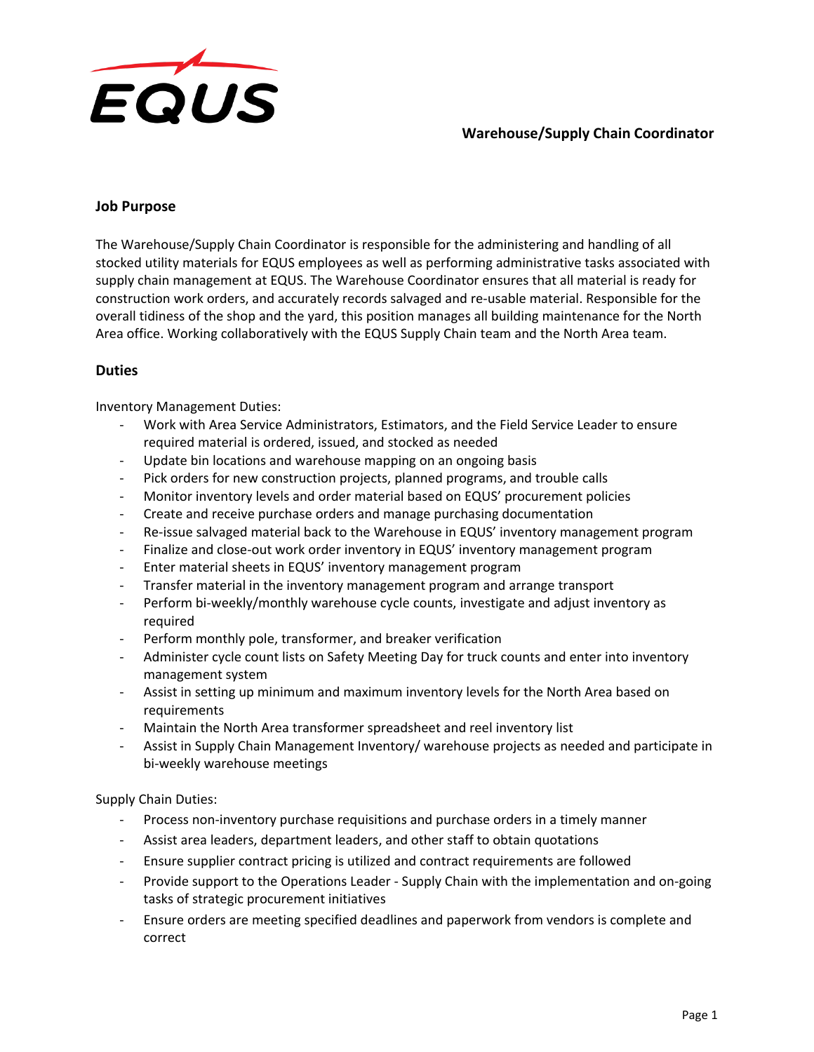EQUS

# Warehouse/Supply Chain Coordinator

## Job Purpose

The Warehouse/Supply Chain Coordinator is responsible for the administering and handling of all stocked utility materials for EQUS employees as well as performing administrative tasks associated with supply chain management at EQUS. The Warehouse Coordinator ensures that all material is ready for construction work orders, and accurately records salvaged and re-usable material. Responsible for the overall tidiness of the shop and the yard, this position manages all building maintenance for the North Area office. Working collaboratively with the EQUS Supply Chain team and the North Area team.

## Duties

Inventory Management Duties:

- Work with Area Service Administrators, Estimators, and the Field Service Leader to ensure required material is ordered, issued, and stocked as needed
- Update bin locations and warehouse mapping on an ongoing basis
- Pick orders for new construction projects, planned programs, and trouble calls
- Monitor inventory levels and order material based on EQUS' procurement policies
- Create and receive purchase orders and manage purchasing documentation
- Re-issue salvaged material back to the Warehouse in EQUS' inventory management program
- Finalize and close-out work order inventory in EQUS' inventory management program
- Enter material sheets in EQUS' inventory management program
- Transfer material in the inventory management program and arrange transport
- Perform bi-weekly/monthly warehouse cycle counts, investigate and adjust inventory as required
- Perform monthly pole, transformer, and breaker verification
- Administer cycle count lists on Safety Meeting Day for truck counts and enter into inventory management system
- Assist in setting up minimum and maximum inventory levels for the North Area based on requirements
- Maintain the North Area transformer spreadsheet and reel inventory list
- Assist in Supply Chain Management Inventory/ warehouse projects as needed and participate in bi-weekly warehouse meetings

Supply Chain Duties:

- Process non-inventory purchase requisitions and purchase orders in a timely manner
- Assist area leaders, department leaders, and other staff to obtain quotations
- Ensure supplier contract pricing is utilized and contract requirements are followed
- Provide support to the Operations Leader - Supply Chain with the implementation and on-going tasks of strategic procurement initiatives
- Ensure orders are meeting specified deadlines and paperwork from vendors is complete and correct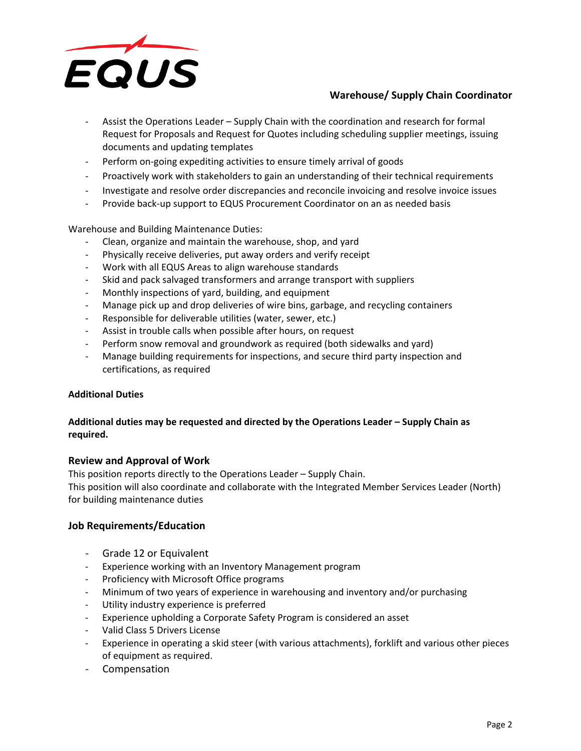- Assist the Operations Leader – Supply Chain with the coordination and research for formal Request for Proposals and Request for Quotes including scheduling supplier meetings, issuing documents and updating templates
- Perform on-going expediting activities to ensure timely arrival of goods
- Proactively work with stakeholders to gain an understanding of their technical requirements
- Investigate and resolve order discrepancies and reconcile invoicing and resolve invoice issues
- Provide back-up support to EQUS Procurement Coordinator on an as needed basis

Warehouse and Building Maintenance Duties:

- Clean, organize and maintain the warehouse, shop, and yard
- Physically receive deliveries, put away orders and verify receipt
- Work with all EQUS Areas to align warehouse standards
- Skid and pack salvaged transformers and arrange transport with suppliers
- Monthly inspections of yard, building, and equipment
- Manage pick up and drop deliveries of wire bins, garbage, and recycling containers
- Responsible for deliverable utilities (water, sewer, etc.)
- Assist in trouble calls when possible after hours, on request
- Perform snow removal and groundwork as required (both sidewalks and yard)
- Manage building requirements for inspections, and secure third party inspection and certifications, as required

**Additional Duties**

**Additional duties may be requested and directed by the Operations Leader – Supply Chain as required.**

## Review and Approval of Work

This position reports directly to the Operations Leader – Supply Chain.
This position will also coordinate and collaborate with the Integrated Member Services Leader (North) for building maintenance duties

## Job Requirements/Education

- Grade 12 or Equivalent
- Experience working with an Inventory Management program
- Proficiency with Microsoft Office programs
- Minimum of two years of experience in warehousing and inventory and/or purchasing
- Utility industry experience is preferred
- Experience upholding a Corporate Safety Program is considered an asset
- Valid Class 5 Drivers License
- Experience in operating a skid steer (with various attachments), forklift and various other pieces of equipment as required.
- Compensation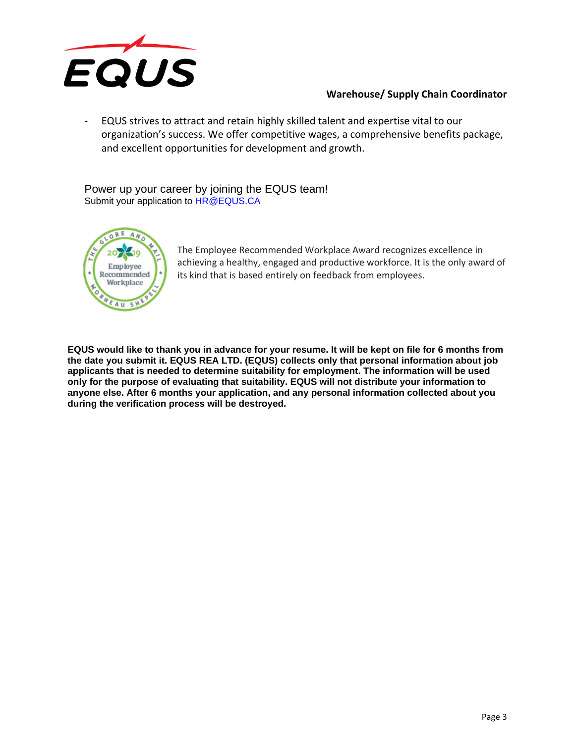- EQUS strives to attract and retain highly skilled talent and expertise vital to our organization's success. We offer competitive wages, a comprehensive benefits package, and excellent opportunities for development and growth.

Power up your career by joining the EQUS team!
Submit your application to HR@EQUS.CA

The Employee Recommended Workplace Award recognizes excellence in achieving a healthy, engaged and productive workforce. It is the only award of its kind that is based entirely on feedback from employees.

**EQUS would like to thank you in advance for your resume. It will be kept on file for 6 months from the date you submit it. EQUS REA LTD. (EQUS) collects only that personal information about job applicants that is needed to determine suitability for employment. The information will be used only for the purpose of evaluating that suitability. EQUS will not distribute your information to anyone else. After 6 months your application, and any personal information collected about you during the verification process will be destroyed.**